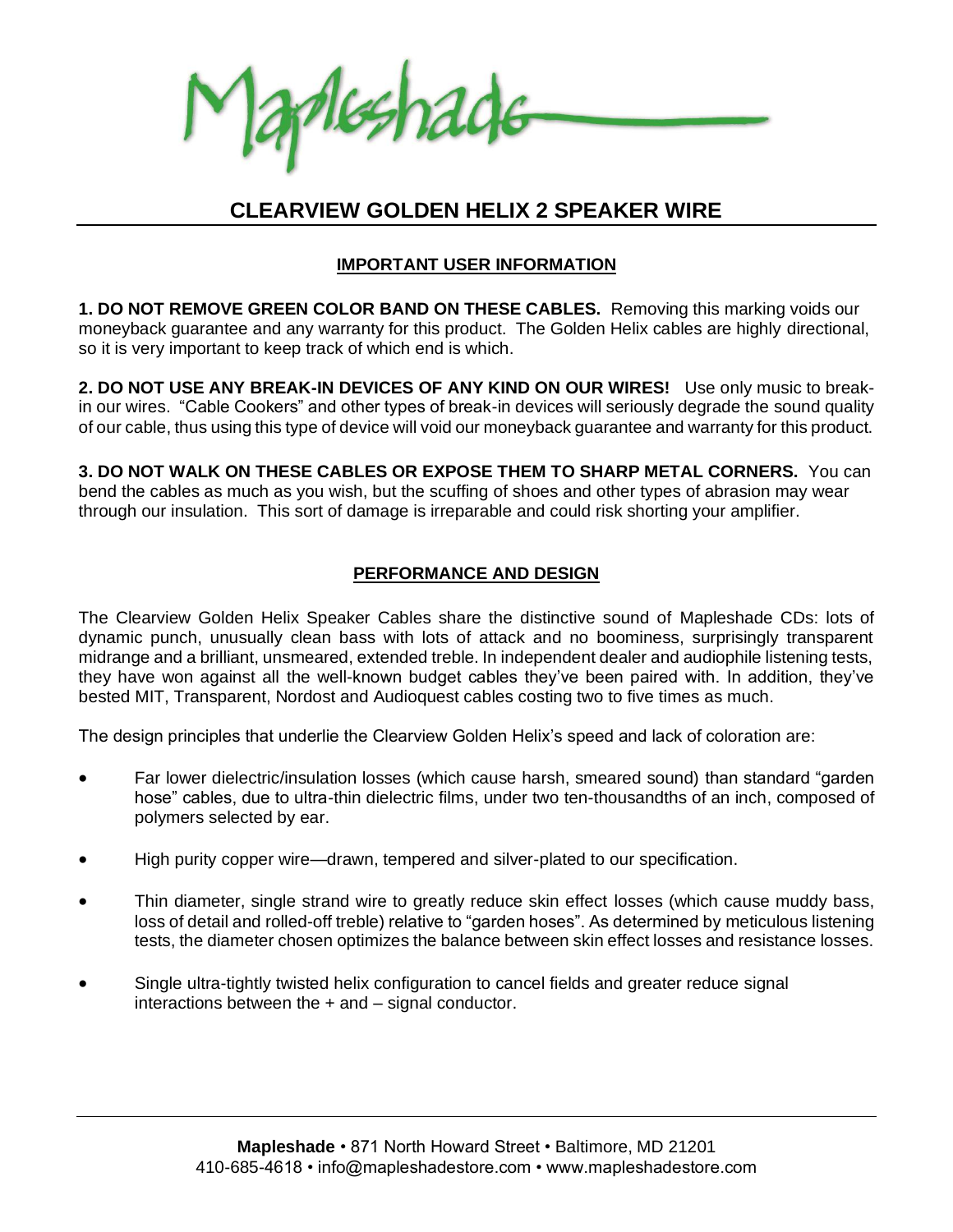Mapleshade

# CLEARVIEW GOLDEN HELIX 2 SPEAKER WIRE

## IMPORTANT USER INFORMATION

**1. DO NOT REMOVE GREEN COLOR BAND ON THESE CABLES.** Removing this marking voids our moneyback guarantee and any warranty for this product. The Golden Helix cables are highly directional, so it is very important to keep track of which end is which.

**2. DO NOT USE ANY BREAK-IN DEVICES OF ANY KIND ON OUR WIRES!** Use only music to break-in our wires. "Cable Cookers" and other types of break-in devices will seriously degrade the sound quality of our cable, thus using this type of device will void our moneyback guarantee and warranty for this product.

**3. DO NOT WALK ON THESE CABLES OR EXPOSE THEM TO SHARP METAL CORNERS.** You can bend the cables as much as you wish, but the scuffing of shoes and other types of abrasion may wear through our insulation. This sort of damage is irreparable and could risk shorting your amplifier.

## PERFORMANCE AND DESIGN

The Clearview Golden Helix Speaker Cables share the distinctive sound of Mapleshade CDs: lots of dynamic punch, unusually clean bass with lots of attack and no boominess, surprisingly transparent midrange and a brilliant, unsmeared, extended treble. In independent dealer and audiophile listening tests, they have won against all the well-known budget cables they've been paired with. In addition, they've bested MIT, Transparent, Nordost and Audioquest cables costing two to five times as much.

The design principles that underlie the Clearview Golden Helix's speed and lack of coloration are:

- Far lower dielectric/insulation losses (which cause harsh, smeared sound) than standard "garden hose" cables, due to ultra-thin dielectric films, under two ten-thousandths of an inch, composed of polymers selected by ear.
- High purity copper wire—drawn, tempered and silver-plated to our specification.
- Thin diameter, single strand wire to greatly reduce skin effect losses (which cause muddy bass, loss of detail and rolled-off treble) relative to "garden hoses". As determined by meticulous listening tests, the diameter chosen optimizes the balance between skin effect losses and resistance losses.
- Single ultra-tightly twisted helix configuration to cancel fields and greater reduce signal interactions between the + and – signal conductor.

**Mapleshade** • 871 North Howard Street • Baltimore, MD 21201
410-685-4618 • info@mapleshadestore.com • www.mapleshadestore.com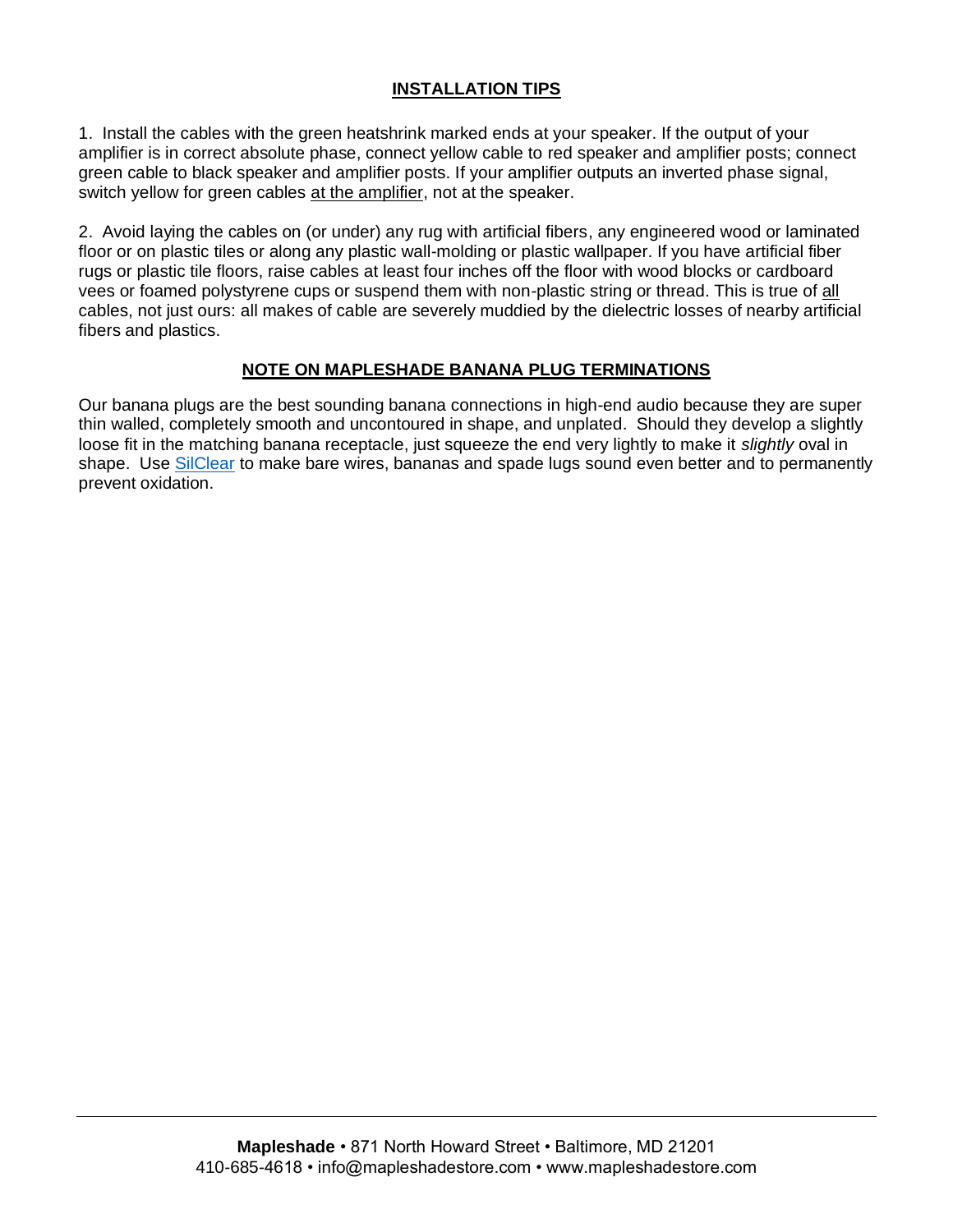## INSTALLATION TIPS

1. Install the cables with the green heatshrink marked ends at your speaker. If the output of your amplifier is in correct absolute phase, connect yellow cable to red speaker and amplifier posts; connect green cable to black speaker and amplifier posts. If your amplifier outputs an inverted phase signal, switch yellow for green cables at the amplifier, not at the speaker.

2. Avoid laying the cables on (or under) any rug with artificial fibers, any engineered wood or laminated floor or on plastic tiles or along any plastic wall-molding or plastic wallpaper. If you have artificial fiber rugs or plastic tile floors, raise cables at least four inches off the floor with wood blocks or cardboard vees or foamed polystyrene cups or suspend them with non-plastic string or thread. This is true of all cables, not just ours: all makes of cable are severely muddied by the dielectric losses of nearby artificial fibers and plastics.

## NOTE ON MAPLESHADE BANANA PLUG TERMINATIONS

Our banana plugs are the best sounding banana connections in high-end audio because they are super thin walled, completely smooth and uncontoured in shape, and unplated. Should they develop a slightly loose fit in the matching banana receptacle, just squeeze the end very lightly to make it *slightly* oval in shape. Use SilClear to make bare wires, bananas and spade lugs sound even better and to permanently prevent oxidation.

**Mapleshade** • 871 North Howard Street • Baltimore, MD 21201
410-685-4618 • info@mapleshadestore.com • www.mapleshadestore.com